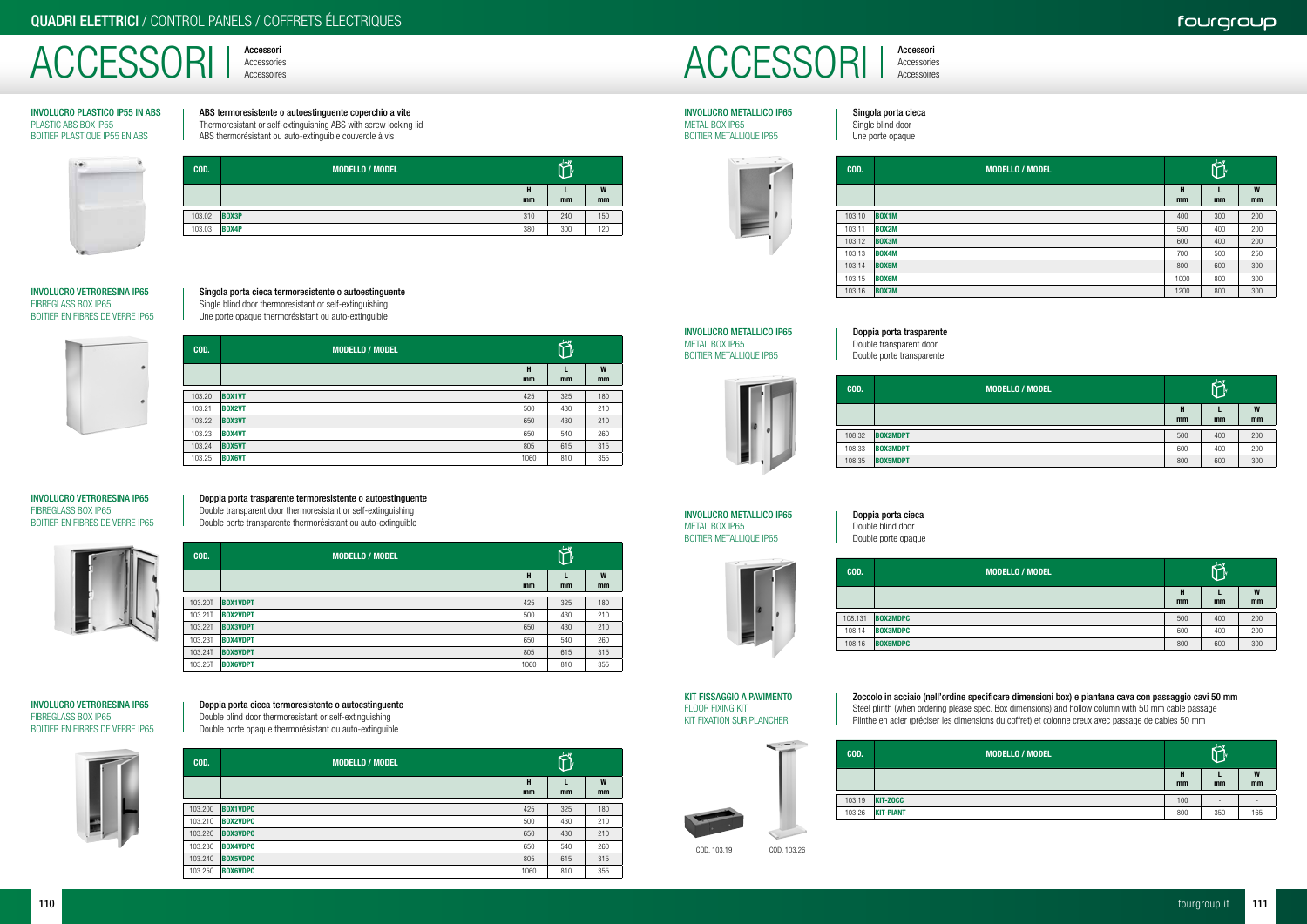# ACCESSORI | Accessori / Accessories / Accessoires

## INVOLUCRO PLASTICO IP55 IN ABS
PLASTIC ABS BOX IP55
BOITIER PLASTIQUE IP55 EN ABS

**ABS termoresistente o autoestinguente coperchio a vite**
Thermoresistant or self-extinguishing ABS with screw locking lid
ABS thermorésistant ou auto-extinguible couvercle à vis

| COD. | MODELLO / MODEL | H mm | L mm | W mm |
|---|---|---|---|---|
| 103.02 | BOX3P | 310 | 240 | 150 |
| 103.03 | BOX4P | 380 | 300 | 120 |

## INVOLUCRO VETRORESINA IP65
FIBREGLASS BOX IP65
BOITIER EN FIBRES DE VERRE IP65

**Singola porta cieca termoresistente o autoestinguente**
Single blind door thermoresistant or self-extinguishing
Une porte opaque thermorésistant ou auto-extinguible

| COD. | MODELLO / MODEL | H mm | L mm | W mm |
|---|---|---|---|---|
| 103.20 | BOX1VT | 425 | 325 | 180 |
| 103.21 | BOX2VT | 500 | 430 | 210 |
| 103.22 | BOX3VT | 650 | 430 | 210 |
| 103.23 | BOX4VT | 650 | 540 | 260 |
| 103.24 | BOX5VT | 805 | 615 | 315 |
| 103.25 | BOX6VT | 1060 | 810 | 355 |

## INVOLUCRO VETRORESINA IP65
FIBREGLASS BOX IP65
BOITIER EN FIBRES DE VERRE IP65

**Doppia porta trasparente termoresistente o autoestinguente**
Double transparent door thermoresistant or self-extinguishing
Double porte transparente thermorésistant ou auto-extinguible

| COD. | MODELLO / MODEL | H mm | L mm | W mm |
|---|---|---|---|---|
| 103.20T | BOX1VDPT | 425 | 325 | 180 |
| 103.21T | BOX2VDPT | 500 | 430 | 210 |
| 103.22T | BOX3VDPT | 650 | 430 | 210 |
| 103.23T | BOX4VDPT | 650 | 540 | 260 |
| 103.24T | BOX5VDPT | 805 | 615 | 315 |
| 103.25T | BOX6VDPT | 1060 | 810 | 355 |

## INVOLUCRO VETRORESINA IP65
FIBREGLASS BOX IP65
BOITIER EN FIBRES DE VERRE IP65

**Doppia porta cieca termoresistente o autoestinguente**
Double blind door thermoresistant or self-extinguishing
Double porte opaque thermorésistant ou auto-extinguible

| COD. | MODELLO / MODEL | H mm | L mm | W mm |
|---|---|---|---|---|
| 103.20C | BOX1VDPC | 425 | 325 | 180 |
| 103.21C | BOX2VDPC | 500 | 430 | 210 |
| 103.22C | BOX3VDPC | 650 | 430 | 210 |
| 103.23C | BOX4VDPC | 650 | 540 | 260 |
| 103.24C | BOX5VDPC | 805 | 615 | 315 |
| 103.25C | BOX6VDPC | 1060 | 810 | 355 |

## INVOLUCRO METALLICO IP65
METAL BOX IP65
BOITIER METALLIQUE IP65

**Singola porta cieca**
Single blind door
Une porte opaque

| COD. | MODELLO / MODEL | H mm | L mm | W mm |
|---|---|---|---|---|
| 103.10 | BOX1M | 400 | 300 | 200 |
| 103.11 | BOX2M | 500 | 400 | 200 |
| 103.12 | BOX3M | 600 | 400 | 200 |
| 103.13 | BOX4M | 700 | 500 | 250 |
| 103.14 | BOX5M | 800 | 600 | 300 |
| 103.15 | BOX6M | 1000 | 800 | 300 |
| 103.16 | BOX7M | 1200 | 800 | 300 |

## INVOLUCRO METALLICO IP65
METAL BOX IP65
BOITIER METALLIQUE IP65

**Doppia porta trasparente**
Double transparent door
Double porte transparente

| COD. | MODELLO / MODEL | H mm | L mm | W mm |
|---|---|---|---|---|
| 108.32 | BOX2MDPT | 500 | 400 | 200 |
| 108.33 | BOX3MDPT | 600 | 400 | 200 |
| 108.35 | BOX5MDPT | 800 | 600 | 300 |

## INVOLUCRO METALLICO IP65
METAL BOX IP65
BOITIER METALLIQUE IP65

**Doppia porta cieca**
Double blind door
Double porte opaque

| COD. | MODELLO / MODEL | H mm | L mm | W mm |
|---|---|---|---|---|
| 108.131 | BOX2MDPC | 500 | 400 | 200 |
| 108.14 | BOX3MDPC | 600 | 400 | 200 |
| 108.16 | BOX5MDPC | 800 | 600 | 300 |

## KIT FISSAGGIO A PAVIMENTO
FLOOR FIXING KIT
KIT FIXATION SUR PLANCHER

**Zoccolo in acciaio (nell'ordine specificare dimensioni box) e piantana cava con passaggio cavi 50 mm**
Steel plinth (when ordering please spec. Box dimensions) and hollow column with 50 mm cable passage
Plinthe en acier (préciser les dimensions du coffret) et colonne creux avec passage de cables 50 mm

| COD. | MODELLO / MODEL | H mm | L mm | W mm |
|---|---|---|---|---|
| 103.19 | KIT-ZOCC | 100 | - | - |
| 103.26 | KIT-PIANT | 800 | 350 | 165 |

COD. 103.19 COD. 103.26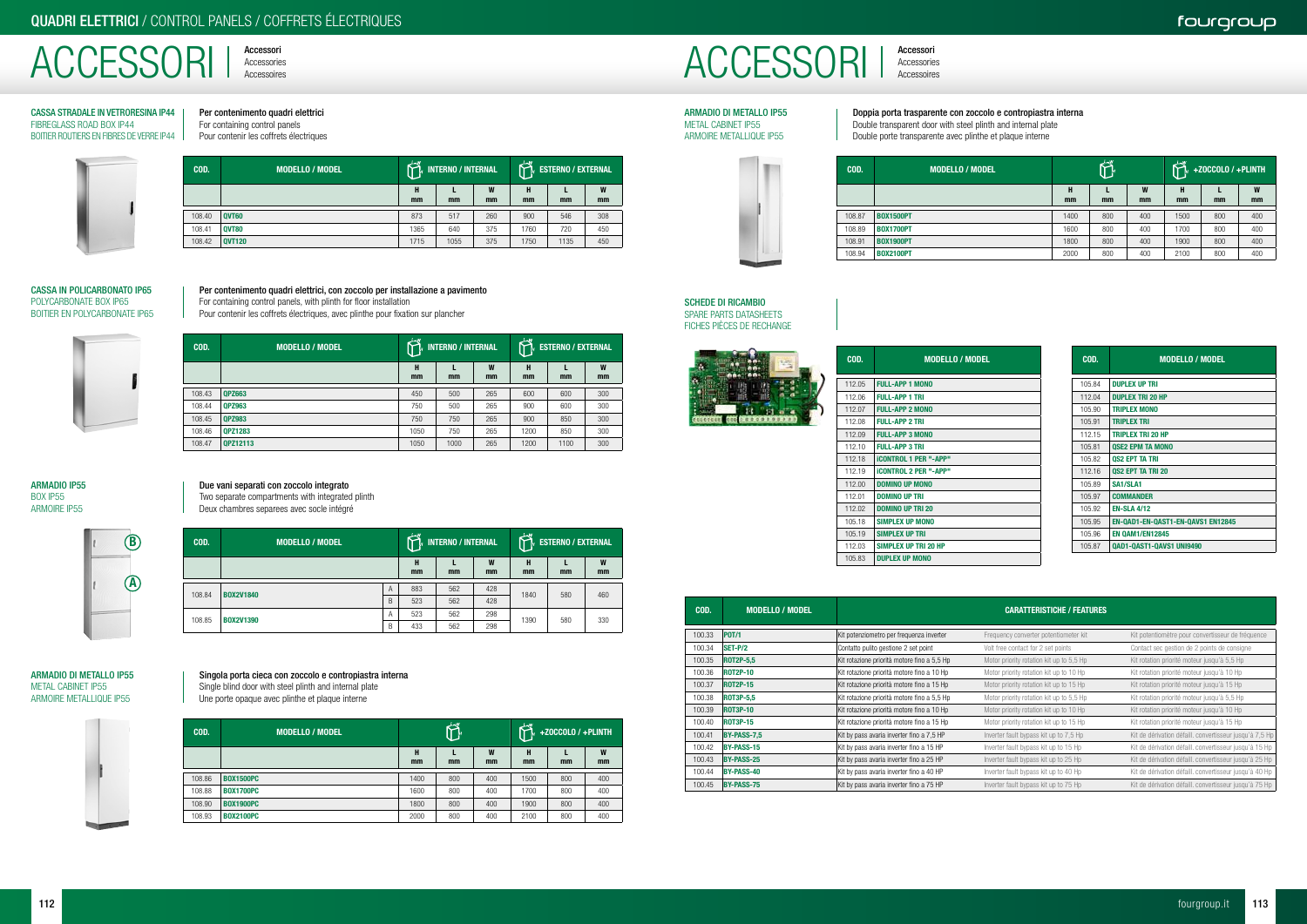## QUADRI ELETTRICI / CONTROL PANELS / COFFRETS ÉLECTRIQUES

# ACCESSORI | Accessori / Accessories / Accessoires

### CASSA STRADALE IN VETRORESINA IP44
FIBREGLASS ROAD BOX IP44
BOITIER ROUTIERS EN FIBRES DE VERRE IP44

**Per contenimento quadri elettrici**
For containing control panels
Pour contenir les coffrets électriques

| COD. | MODELLO / MODEL | INTERNO / INTERNAL | | | ESTERNO / EXTERNAL | | |
|---|---|---|---|---|---|---|---|
| | | H mm | L mm | W mm | H mm | L mm | W mm |
| 108.40 | QVT60 | 873 | 517 | 260 | 900 | 546 | 308 |
| 108.41 | QVT80 | 1365 | 640 | 375 | 1760 | 720 | 450 |
| 108.42 | QVT120 | 1715 | 1055 | 375 | 1750 | 1135 | 450 |

### CASSA IN POLICARBONATO IP65
POLYCARBONATE BOX IP65
BOITIER EN POLYCARBONATE IP65

**Per contenimento quadri elettrici, con zoccolo per installazione a pavimento**
For containing control panels, with plinth for floor installation
Pour contenir les coffrets électriques, avec plinthe pour fixation sur plancher

| COD. | MODELLO / MODEL | INTERNO / INTERNAL | | | ESTERNO / EXTERNAL | | |
|---|---|---|---|---|---|---|---|
| | | H mm | L mm | W mm | H mm | L mm | W mm |
| 108.43 | QPZ663 | 450 | 500 | 265 | 600 | 600 | 300 |
| 108.44 | QPZ963 | 750 | 500 | 265 | 900 | 600 | 300 |
| 108.45 | QPZ983 | 750 | 750 | 265 | 900 | 850 | 300 |
| 108.46 | QPZ1283 | 1050 | 750 | 265 | 1200 | 850 | 300 |
| 108.47 | QPZ12113 | 1050 | 1000 | 265 | 1200 | 1100 | 300 |

### ARMADIO IP55
BOX IP55
ARMOIRE IP55

**Due vani separati con zoccolo integrato**
Two separate compartments with integrated plinth
Deux chambres separees avec socle intégré

| COD. | MODELLO / MODEL | | INTERNO / INTERNAL | | | ESTERNO / EXTERNAL | | |
|---|---|---|---|---|---|---|---|---|
| | | | H mm | L mm | W mm | H mm | L mm | W mm |
| 108.84 | BOX2V1840 | A | 883 | 562 | 428 | 1840 | 580 | 460 |
| | | B | 523 | 562 | 428 | | | |
| 108.85 | BOX2V1390 | A | 523 | 562 | 298 | 1390 | 580 | 330 |
| | | B | 433 | 562 | 298 | | | |

### ARMADIO DI METALLO IP55
METAL CABINET IP55
ARMOIRE METALLIQUE IP55

**Singola porta cieca con zoccolo e contropiastra interna**
Single blind door with steel plinth and internal plate
Une porte opaque avec plinthe et plaque interne

| COD. | MODELLO / MODEL | | | | +ZOCCOLO / +PLINTH | | |
|---|---|---|---|---|---|---|---|
| | | H mm | L mm | W mm | H mm | L mm | W mm |
| 108.86 | BOX1500PC | 1400 | 800 | 400 | 1500 | 800 | 400 |
| 108.88 | BOX1700PC | 1600 | 800 | 400 | 1700 | 800 | 400 |
| 108.90 | BOX1900PC | 1800 | 800 | 400 | 1900 | 800 | 400 |
| 108.93 | BOX2100PC | 2000 | 800 | 400 | 2100 | 800 | 400 |

### ARMADIO DI METALLO IP55
METAL CABINET IP55
ARMOIRE METALLIQUE IP55

**Doppia porta trasparente con zoccolo e contropiastra interna**
Double transparent door with steel plinth and internal plate
Double porte transparente avec plinthe et plaque interne

| COD. | MODELLO / MODEL | | | | +ZOCCOLO / +PLINTH | | |
|---|---|---|---|---|---|---|---|
| | | H mm | L mm | W mm | H mm | L mm | W mm |
| 108.87 | BOX1500PT | 1400 | 800 | 400 | 1500 | 800 | 400 |
| 108.89 | BOX1700PT | 1600 | 800 | 400 | 1700 | 800 | 400 |
| 108.91 | BOX1900PT | 1800 | 800 | 400 | 1900 | 800 | 400 |
| 108.94 | BOX2100PT | 2000 | 800 | 400 | 2100 | 800 | 400 |

### SCHEDE DI RICAMBIO
SPARE PARTS DATASHEETS
FICHES PIÈCES DE RECHANGE

| COD. | MODELLO / MODEL |
|---|---|
| 112.05 | FULL-APP 1 MONO |
| 112.06 | FULL-APP 1 TRI |
| 112.07 | FULL-APP 2 MONO |
| 112.08 | FULL-APP 2 TRI |
| 112.09 | FULL-APP 3 MONO |
| 112.10 | FULL-APP 3 TRI |
| 112.18 | iCONTROL 1 PER "-APP" |
| 112.19 | iCONTROL 2 PER "-APP" |
| 112.00 | DOMINO UP MONO |
| 112.01 | DOMINO UP TRI |
| 112.02 | DOMINO UP TRI 20 |
| 105.18 | SIMPLEX UP MONO |
| 105.19 | SIMPLEX UP TRI |
| 112.03 | SIMPLEX UP TRI 20 HP |
| 105.83 | DUPLEX UP MONO |

| COD. | MODELLO / MODEL |
|---|---|
| 105.84 | DUPLEX UP TRI |
| 112.04 | DUPLEX TRI 20 HP |
| 105.90 | TRIPLEX MONO |
| 105.91 | TRIPLEX TRI |
| 112.15 | TRIPLEX TRI 20 HP |
| 105.81 | QSE2 EPM TA MONO |
| 105.82 | QS2 EPT TA TRI |
| 112.16 | QS2 EPT TA TRI 20 |
| 105.89 | SA1/SLA1 |
| 105.97 | COMMANDER |
| 105.92 | EN-SLA 4/12 |
| 105.95 | EN-QAD1-EN-QAST1-EN-QAVS1 EN12845 |
| 105.96 | EN QAM1/EN12845 |
| 105.87 | QAD1-QAST1-QAVS1 UNI9490 |

| COD. | MODELLO / MODEL | CARATTERISTICHE / FEATURES | | |
|---|---|---|---|---|
| 100.33 | POT/1 | Kit potenziometro per frequenza inverter | Frequency converter potentiometer kit | Kit potentiomètre pour convertisseur de fréquence |
| 100.34 | SET-P/2 | Contatto pulito gestione 2 set point | Volt free contact for 2 set points | Contact sec gestion de 2 points de consigne |
| 100.35 | ROT2P-5,5 | Kit rotazione priorità motore fino a 5,5 Hp | Motor priority rotation kit up to 5,5 Hp | Kit rotation priorité moteur jusqu'à 5,5 Hp |
| 100.36 | ROT2P-10 | Kit rotazione priorità motore fino a 10 Hp | Motor priority rotation kit up to 10 Hp | Kit rotation priorité moteur jusqu'à 10 Hp |
| 100.37 | ROT2P-15 | Kit rotazione priorità motore fino a 15 Hp | Motor priority rotation kit up to 15 Hp | Kit rotation priorité moteur jusqu'à 15 Hp |
| 100.38 | ROT3P-5,5 | Kit rotazione priorità motore fino a 5,5 Hp | Motor priority rotation kit up to 5,5 Hp | Kit rotation priorité moteur jusqu'à 5,5 Hp |
| 100.39 | ROT3P-10 | Kit rotazione priorità motore fino a 10 Hp | Motor priority rotation kit up to 10 Hp | Kit rotation priorité moteur jusqu'à 10 Hp |
| 100.40 | ROT3P-15 | Kit rotazione priorità motore fino a 15 Hp | Motor priority rotation kit up to 15 Hp | Kit rotation priorité moteur jusqu'à 15 Hp |
| 100.41 | BY-PASS-7,5 | Kit by pass avaria inverter fino a 7,5 HP | Inverter fault bypass kit up to 7,5 Hp | Kit de dérivation défaill. convertisseur jusqu'à 7,5 Hp |
| 100.42 | BY-PASS-15 | Kit by pass avaria inverter fino a 15 HP | Inverter fault bypass kit up to 15 Hp | Kit de dérivation défaill. convertisseur jusqu'à 15 Hp |
| 100.43 | BY-PASS-25 | Kit by pass avaria inverter fino a 25 HP | Inverter fault bypass kit up to 25 Hp | Kit de dérivation défaill. convertisseur jusqu'à 25 Hp |
| 100.44 | BY-PASS-40 | Kit by pass avaria inverter fino a 40 HP | Inverter fault bypass kit up to 40 Hp | Kit de dérivation défaill. convertisseur jusqu'à 40 Hp |
| 100.45 | BY-PASS-75 | Kit by pass avaria inverter fino a 75 HP | Inverter fault bypass kit up to 75 Hp | Kit de dérivation défaill. convertisseur jusqu'à 75 Hp |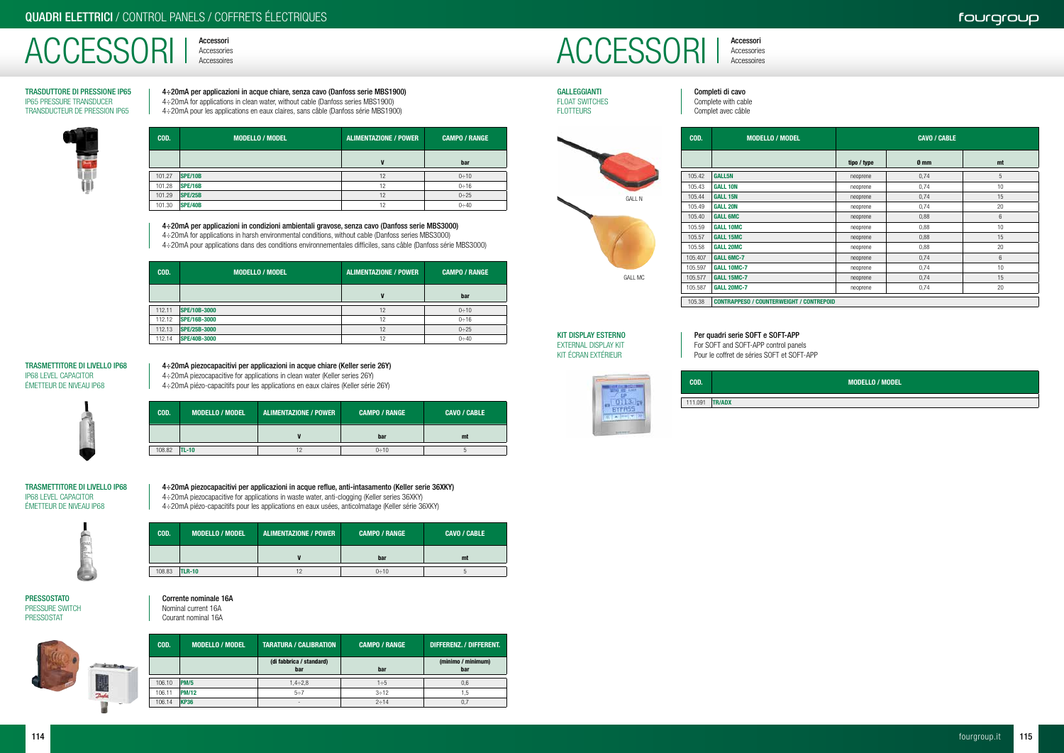# ACCESSORI | Accessori / Accessories / Accessoires

## TRASDUTTORE DI PRESSIONE IP65
IP65 PRESSURE TRANSDUCER
TRANSDUCTEUR DE PRESSION IP65

**4÷20mA per applicazioni in acque chiare, senza cavo (Danfoss serie MBS1900)**
4÷20mA for applications in clean water, without cable (Danfoss series MBS1900)
4÷20mA pour les applications en eaux claires, sans câble (Danfoss série MBS1900)

| COD. | MODELLO / MODEL | ALIMENTAZIONE / POWER | CAMPO / RANGE |
|---|---|---|---|
| | | V | bar |
| 101.27 | SPE/10B | 12 | 0÷10 |
| 101.28 | SPE/16B | 12 | 0÷16 |
| 101.29 | SPE/25B | 12 | 0÷25 |
| 101.30 | SPE/40B | 12 | 0÷40 |

**4÷20mA per applicazioni in condizioni ambientali gravose, senza cavo (Danfoss serie MBS3000)**
4÷20mA for applications in harsh environmental conditions, without cable (Danfoss series MBS3000)
4÷20mA pour applications dans des conditions environnementales difficiles, sans câble (Danfoss série MBS3000)

| COD. | MODELLO / MODEL | ALIMENTAZIONE / POWER | CAMPO / RANGE |
|---|---|---|---|
| | | V | bar |
| 112.11 | SPE/10B-3000 | 12 | 0÷10 |
| 112.12 | SPE/16B-3000 | 12 | 0÷16 |
| 112.13 | SPE/25B-3000 | 12 | 0÷25 |
| 112.14 | SPE/40B-3000 | 12 | 0÷40 |

## TRASMETTITORE DI LIVELLO IP68
IP68 LEVEL CAPACITOR
ÉMETTEUR DE NIVEAU IP68

**4÷20mA piezocapacitivi per applicazioni in acque chiare (Keller serie 26Y)**
4÷20mA piezocapacitive for applications in clean water (Keller series 26Y)
4÷20mA piézo-capacitifs pour les applications en eaux claires (Keller série 26Y)

| COD. | MODELLO / MODEL | ALIMENTAZIONE / POWER | CAMPO / RANGE | CAVO / CABLE |
|---|---|---|---|---|
| | | V | bar | mt |
| 108.82 | TL-10 | 12 | 0÷10 | 5 |

## TRASMETTITORE DI LIVELLO IP68
IP68 LEVEL CAPACITOR
ÉMETTEUR DE NIVEAU IP68

**4÷20mA piezocapacitivi per applicazioni in acque reflue, anti-intasamento (Keller serie 36XKY)**
4÷20mA piezocapacitive for applications in waste water, anti-clogging (Keller series 36XKY)
4÷20mA piézo-capacitifs pour les applications en eaux usées, anticolmatage (Keller série 36XKY)

| COD. | MODELLO / MODEL | ALIMENTAZIONE / POWER | CAMPO / RANGE | CAVO / CABLE |
|---|---|---|---|---|
| | | V | bar | mt |
| 108.83 | TLR-10 | 12 | 0÷10 | 5 |

## PRESSOSTATO
PRESSURE SWITCH
PRESSOSTAT

**Corrente nominale 16A**
Nominal current 16A
Courant nominal 16A

| COD. | MODELLO / MODEL | TARATURA / CALIBRATION | CAMPO / RANGE | DIFFERENZ. / DIFFERENT. |
|---|---|---|---|---|
| | | (di fabbrica / standard) bar | bar | (minimo / minimum) bar |
| 106.10 | PM/5 | 1,4÷2,8 | 1÷5 | 0,6 |
| 106.11 | PM/12 | 5÷7 | 3÷12 | 1,5 |
| 106.14 | KP36 | - | 2÷14 | 0,7 |

# ACCESSORI | Accessori / Accessories / Accessoires

## GALLEGGIANTI
FLOAT SWITCHES
FLOTTEURS

**Completi di cavo**
Complete with cable
Complet avec câble

GALL N

GALL MC

| COD. | MODELLO / MODEL | CAVO / CABLE | | |
|---|---|---|---|---|
| | | tipo / type | Ø mm | mt |
| 105.42 | GALL5N | neoprene | 0,74 | 5 |
| 105.43 | GALL 10N | neoprene | 0,74 | 10 |
| 105.44 | GALL 15N | neoprene | 0,74 | 15 |
| 105.49 | GALL 20N | neoprene | 0,74 | 20 |
| 105.40 | GALL 6MC | neoprene | 0,88 | 6 |
| 105.59 | GALL 10MC | neoprene | 0,88 | 10 |
| 105.57 | GALL 15MC | neoprene | 0,88 | 15 |
| 105.58 | GALL 20MC | neoprene | 0,88 | 20 |
| 105.407 | GALL 6MC-7 | neoprene | 0,74 | 6 |
| 105.597 | GALL 10MC-7 | neoprene | 0,74 | 10 |
| 105.577 | GALL 15MC-7 | neoprene | 0,74 | 15 |
| 105.587 | GALL 20MC-7 | neoprene | 0,74 | 20 |
| 105.38 | CONTRAPPESO / COUNTERWEIGHT / CONTREPOID | | | |

## KIT DISPLAY ESTERNO
EXTERNAL DISPLAY KIT
KIT ÉCRAN EXTÉRIEUR

**Per quadri serie SOFT e SOFT-APP**
For SOFT and SOFT-APP control panels
Pour le coffret de séries SOFT et SOFT-APP

| COD. | MODELLO / MODEL |
|---|---|
| 111.091 | TR/ADX |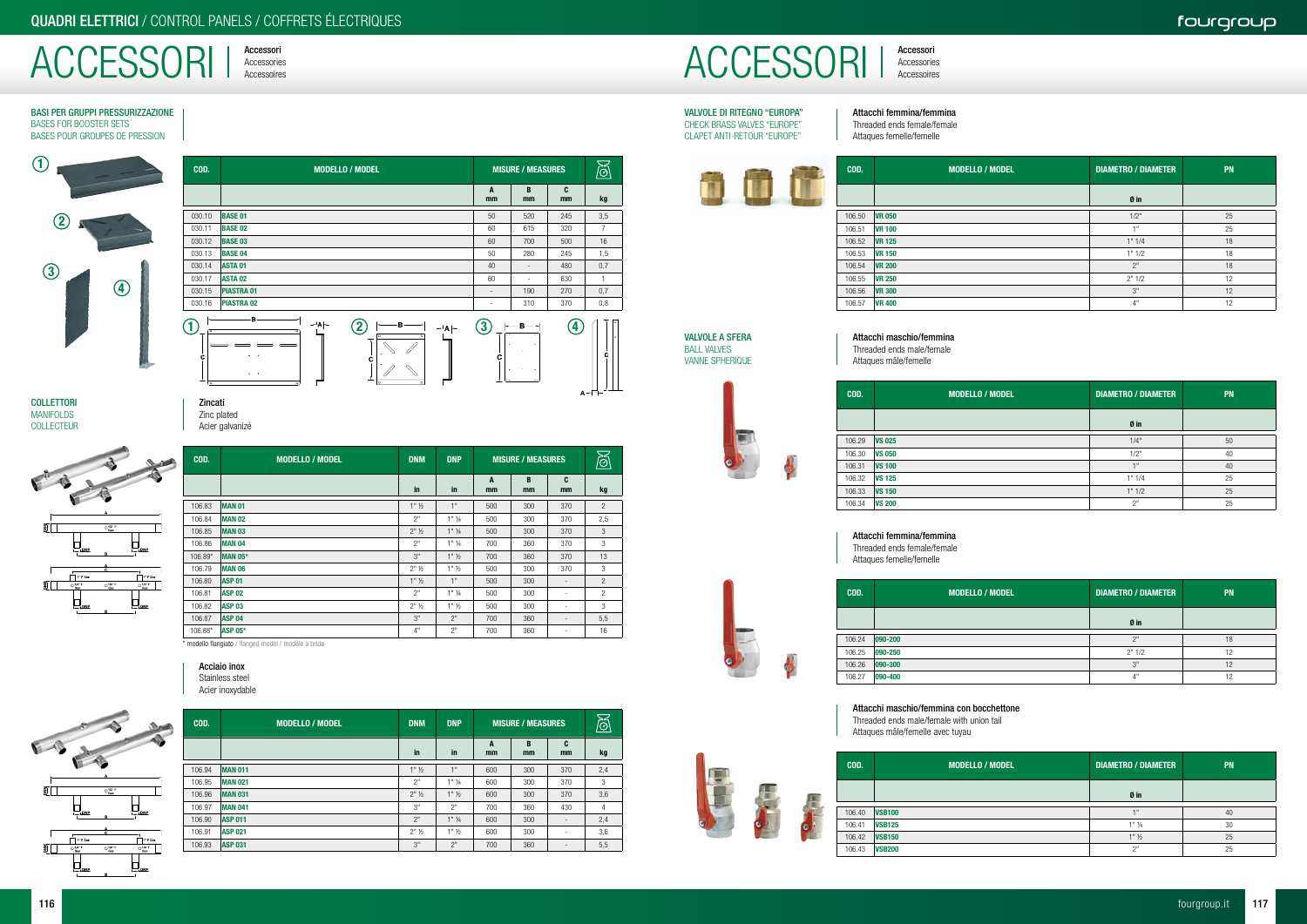# ACCESSORI

Accessori
Accessories
Accessoires

## BASI PER GRUPPI PRESSURIZZAZIONE
BASES FOR BOOSTER SETS
BASES POUR GROUPES DE PRESSION

| COD. | MODELLO / MODEL | MISURE / MEASURES | | | kg |
|---|---|---|---|---|---|
| | | A mm | B mm | C mm | kg |
| 030.10 | BASE 01 | 50 | 520 | 245 | 3,5 |
| 030.11 | BASE 02 | 60 | 615 | 320 | 7 |
| 030.12 | BASE 03 | 60 | 700 | 500 | 16 |
| 030.13 | BASE 04 | 50 | 280 | 245 | 1,5 |
| 030.14 | ASTA 01 | 40 | - | 480 | 0,7 |
| 030.17 | ASTA 02 | 60 | - | 630 | 1 |
| 030.15 | PIASTRA 01 | - | 190 | 270 | 0,7 |
| 030.16 | PIASTRA 02 | - | 310 | 370 | 0,8 |

## COLLETTORI
MANIFOLDS
COLLECTEUR

**Zincati**
Zinc plated
Acier galvanizé

| COD. | MODELLO / MODEL | DNM | DNP | MISURE / MEASURES | | | kg |
|---|---|---|---|---|---|---|---|
| | | in | in | A mm | B mm | C mm | kg |
| 106.83 | MAN 01 | 1" ½ | 1" | 500 | 300 | 370 | 2 |
| 106.84 | MAN 02 | 2" | 1" ¼ | 500 | 300 | 370 | 2,5 |
| 106.85 | MAN 03 | 2" ½ | 1" ¼ | 500 | 300 | 370 | 3 |
| 106.86 | MAN 04 | 2" | 1" ¼ | 700 | 360 | 370 | 3 |
| 106.89* | MAN 05* | 3" | 1" ½ | 700 | 360 | 370 | 13 |
| 106.79 | MAN 06 | 2" ½ | 1" ½ | 500 | 300 | 370 | 3 |
| 106.80 | ASP 01 | 1" ½ | 1" | 500 | 300 | - | 2 |
| 106.81 | ASP 02 | 2" | 1" ¼ | 500 | 300 | - | 2 |
| 106.82 | ASP 03 | 2" ½ | 1" ½ | 500 | 300 | - | 3 |
| 106.87 | ASP 04 | 3" | 2" | 700 | 360 | - | 5,5 |
| 106.88* | ASP 05* | 4" | 2" | 700 | 360 | - | 16 |

* modello flangiato / flanged model / modèle à bride

**Acciaio inox**
Stainless steel
Acier inoxydable

| COD. | MODELLO / MODEL | DNM | DNP | MISURE / MEASURES | | | kg |
|---|---|---|---|---|---|---|---|
| | | in | in | A mm | B mm | C mm | kg |
| 106.94 | MAN 011 | 1" ½ | 1" | 600 | 300 | 370 | 2,4 |
| 106.95 | MAN 021 | 2" | 1" ¼ | 600 | 300 | 370 | 3 |
| 106.96 | MAN 031 | 2" ½ | 1" ½ | 600 | 300 | 370 | 3,6 |
| 106.97 | MAN 041 | 3" | 2" | 700 | 360 | 430 | 4 |
| 106.90 | ASP 011 | 2" | 1" ¼ | 600 | 300 | - | 2,4 |
| 106.91 | ASP 021 | 2" ½ | 1" ½ | 600 | 300 | - | 3,6 |
| 106.93 | ASP 031 | 3" | 2" | 700 | 360 | - | 5,5 |

## VALVOLE DI RITEGNO "EUROPA"
CHECK BRASS VALVES "EUROPE"
CLAPET ANTI-RETOUR "EUROPE"

**Attacchi femmina/femmina**
Threaded ends female/female
Attaques femelle/femelle

| COD. | MODELLO / MODEL | DIAMETRO / DIAMETER | PN |
|---|---|---|---|
| | | Ø in | |
| 106.50 | VR 050 | 1/2" | 25 |
| 106.51 | VR 100 | 1" | 25 |
| 106.52 | VR 125 | 1" 1/4 | 18 |
| 106.53 | VR 150 | 1" 1/2 | 18 |
| 106.54 | VR 200 | 2" | 18 |
| 106.55 | VR 250 | 2" 1/2 | 12 |
| 106.56 | VR 300 | 3" | 12 |
| 106.57 | VR 400 | 4" | 12 |

## VALVOLE A SFERA
BALL VALVES
VANNE SPHERIQUE

**Attacchi maschio/femmina**
Threaded ends male/female
Attaques mâle/femelle

| COD. | MODELLO / MODEL | DIAMETRO / DIAMETER | PN |
|---|---|---|---|
| | | Ø in | |
| 106.29 | VS 025 | 1/4" | 50 |
| 106.30 | VS 050 | 1/2" | 40 |
| 106.31 | VS 100 | 1" | 40 |
| 106.32 | VS 125 | 1" 1/4 | 25 |
| 106.33 | VS 150 | 1" 1/2 | 25 |
| 106.34 | VS 200 | 2" | 25 |

**Attacchi femmina/femmina**
Threaded ends female/female
Attaques femelle/femelle

| COD. | MODELLO / MODEL | DIAMETRO / DIAMETER | PN |
|---|---|---|---|
| | | Ø in | |
| 106.24 | 090-200 | 2" | 18 |
| 106.25 | 090-250 | 2" 1/2 | 12 |
| 106.26 | 090-300 | 3" | 12 |
| 106.27 | 090-400 | 4" | 12 |

**Attacchi maschio/femmina con bocchettone**
Threaded ends male/female with union tail
Attaques mâle/femelle avec tuyau

| COD. | MODELLO / MODEL | DIAMETRO / DIAMETER | PN |
|---|---|---|---|
| | | Ø in | |
| 106.40 | VSB100 | 1" | 40 |
| 106.41 | VSB125 | 1" ¼ | 30 |
| 106.42 | VSB150 | 1" ½ | 25 |
| 106.43 | VSB200 | 2" | 25 |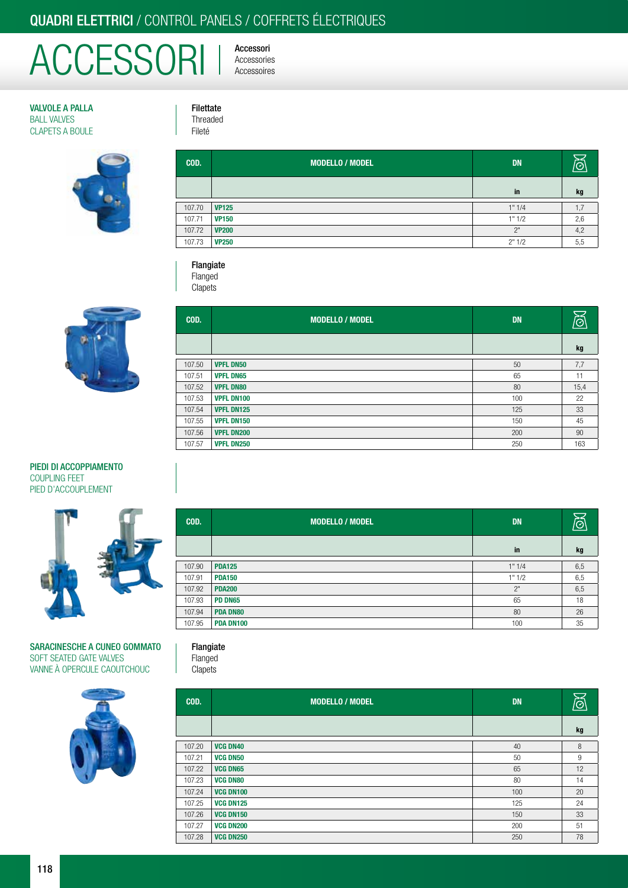# ACCESSORI | Accessori / Accessories / Accessoires

## VALVOLE A PALLA / BALL VALVES / CLAPETS A BOULE

### Filettate / Threaded / Fileté

| COD. | MODELLO / MODEL | DN | kg |
|---|---|---|---|
| | | in | kg |
| 107.70 | **VP125** | 1" 1/4 | 1,7 |
| 107.71 | **VP150** | 1" 1/2 | 2,6 |
| 107.72 | **VP200** | 2" | 4,2 |
| 107.73 | **VP250** | 2" 1/2 | 5,5 |

### Flangiate / Flanged / Clapets

| COD. | MODELLO / MODEL | DN | kg |
|---|---|---|---|
| | | | kg |
| 107.50 | **VPFL DN50** | 50 | 7,7 |
| 107.51 | **VPFL DN65** | 65 | 11 |
| 107.52 | **VPFL DN80** | 80 | 15,4 |
| 107.53 | **VPFL DN100** | 100 | 22 |
| 107.54 | **VPFL DN125** | 125 | 33 |
| 107.55 | **VPFL DN150** | 150 | 45 |
| 107.56 | **VPFL DN200** | 200 | 90 |
| 107.57 | **VPFL DN250** | 250 | 163 |

## PIEDI DI ACCOPPIAMENTO / COUPLING FEET / PIED D'ACCOUPLEMENT

| COD. | MODELLO / MODEL | DN | kg |
|---|---|---|---|
| | | in | kg |
| 107.90 | **PDA125** | 1" 1/4 | 6,5 |
| 107.91 | **PDA150** | 1" 1/2 | 6,5 |
| 107.92 | **PDA200** | 2" | 6,5 |
| 107.93 | **PD DN65** | 65 | 18 |
| 107.94 | **PDA DN80** | 80 | 26 |
| 107.95 | **PDA DN100** | 100 | 35 |

## SARACINESCHE A CUNEO GOMMATO / SOFT SEATED GATE VALVES / VANNE À OPERCULE CAOUTCHOUC

### Flangiate / Flanged / Clapets

| COD. | MODELLO / MODEL | DN | kg |
|---|---|---|---|
| | | | kg |
| 107.20 | **VCG DN40** | 40 | 8 |
| 107.21 | **VCG DN50** | 50 | 9 |
| 107.22 | **VCG DN65** | 65 | 12 |
| 107.23 | **VCG DN80** | 80 | 14 |
| 107.24 | **VCG DN100** | 100 | 20 |
| 107.25 | **VCG DN125** | 125 | 24 |
| 107.26 | **VCG DN150** | 150 | 33 |
| 107.27 | **VCG DN200** | 200 | 51 |
| 107.28 | **VCG DN250** | 250 | 78 |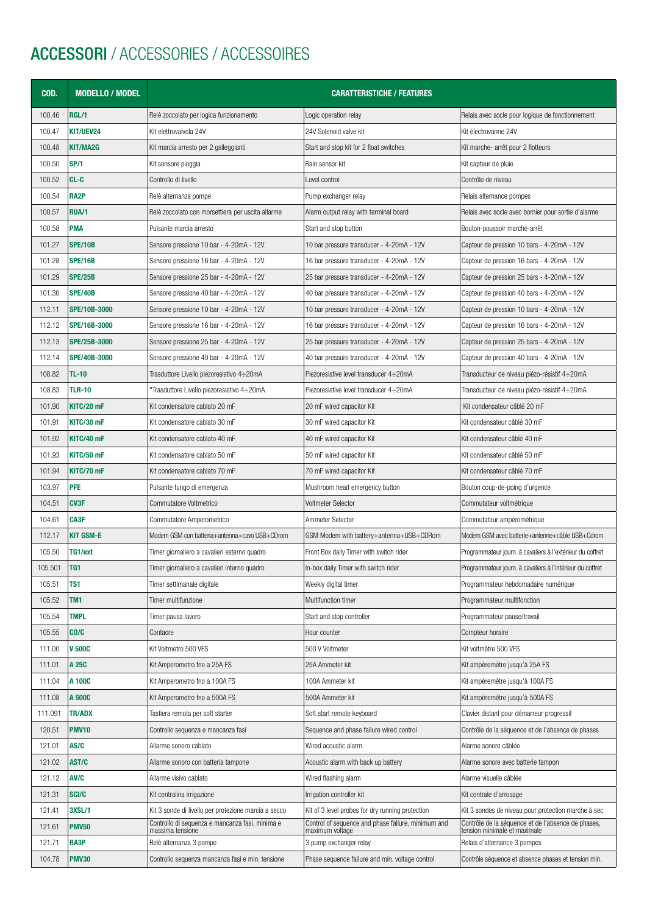# **ACCESSORI** / ACCESSORIES / ACCESSOIRES

| COD. | MODELLO / MODEL | CARATTERISTICHE / FEATURES | | |
|---|---|---|---|---|
| 100.46 | **RGL/1** | Relè zoccolato per logica funzionamento | Logic operation relay | Relais avec socle pour logique de fonctionnement |
| 100.47 | **KIT/UEV24** | Kit elettrovalvola 24V | 24V Solenoid valve kit | Kit électrovanne 24V |
| 100.48 | **KIT/MA2G** | Kit marcia arresto per 2 galleggianti | Start and stop kit for 2 float switches | Kit marche- arrêt pour 2 flotteurs |
| 100.50 | **SP/1** | Kit sensore pioggia | Rain sensor kit | Kit capteur de pluie |
| 100.52 | **CL-C** | Controllo di livello | Level control | Contrôle de niveau |
| 100.54 | **RA2P** | Relè alternanza pompe | Pump exchanger relay | Relais alternance pompes |
| 100.57 | **RUA/1** | Relè zoccolato con morsettiera per uscita allarme | Alarm output relay with terminal board | Relais avec socle avec bornier pour sortie d'alarme |
| 100.58 | **PMA** | Pulsante marcia arresto | Start and stop button | Bouton-poussoir marche-arrêt |
| 101.27 | **SPE/10B** | Sensore pressione 10 bar - 4-20mA - 12V | 10 bar pressure transducer - 4-20mA - 12V | Capteur de pression 10 bars - 4-20mA - 12V |
| 101.28 | **SPE/16B** | Sensore pressione 16 bar - 4-20mA - 12V | 16 bar pressure transducer - 4-20mA - 12V | Capteur de pression 16 bars - 4-20mA - 12V |
| 101.29 | **SPE/25B** | Sensore pressione 25 bar - 4-20mA - 12V | 25 bar pressure transducer - 4-20mA - 12V | Capteur de pression 25 bars - 4-20mA - 12V |
| 101.30 | **SPE/40B** | Sensore pressione 40 bar - 4-20mA - 12V | 40 bar pressure transducer - 4-20mA - 12V | Capteur de pression 40 bars - 4-20mA - 12V |
| 112.11 | **SPE/10B-3000** | Sensore pressione 10 bar - 4-20mA - 12V | 10 bar pressure transducer - 4-20mA - 12V | Capteur de pression 10 bars - 4-20mA - 12V |
| 112.12 | **SPE/16B-3000** | Sensore pressione 16 bar - 4-20mA - 12V | 16 bar pressure transducer - 4-20mA - 12V | Capteur de pression 16 bars - 4-20mA - 12V |
| 112.13 | **SPE/25B-3000** | Sensore pressione 25 bar - 4-20mA - 12V | 25 bar pressure transducer - 4-20mA - 12V | Capteur de pression 25 bars - 4-20mA - 12V |
| 112.14 | **SPE/40B-3000** | Sensore pressione 40 bar - 4-20mA - 12V | 40 bar pressure transducer - 4-20mA - 12V | Capteur de pression 40 bars - 4-20mA - 12V |
| 108.82 | **TL-10** | Trasduttore Livello piezoresistivo 4÷20mA | Piezoresistive level transducer 4÷20mA | Transducteur de niveau piézo-résistif 4÷20mA |
| 108.83 | **TLR-10** | "Trasduttore Livello piezoresistivo 4÷20mA | Piezoresistive level transducer 4÷20mA | Transducteur de niveau piézo-résistif 4÷20mA |
| 101.90 | **KITC/20 mF** | Kit condensatore cablato 20 mF | 20 mF wired capacitor Kit | Kit condensateur câblé 20 mF |
| 101.91 | **KITC/30 mF** | Kit condensatore cablato 30 mF | 30 mF wired capacitor Kit | Kit condensateur câblé 30 mF |
| 101.92 | **KITC/40 mF** | Kit condensatore cablato 40 mF | 40 mF wired capacitor Kit | Kit condensateur câblé 40 mF |
| 101.93 | **KITC/50 mF** | Kit condensatore cablato 50 mF | 50 mF wired capacitor Kit | Kit condensateur câblé 50 mF |
| 101.94 | **KITC/70 mF** | Kit condensatore cablato 70 mF | 70 mF wired capacitor Kit | Kit condensateur câblé 70 mF |
| 103.97 | **PFE** | Pulsante fungo di emergenza | Mushroom head emergency button | Bouton coup-de-poing d'urgence |
| 104.51 | **CV3F** | Commutatore Voltmetrico | Voltmeter Selector | Commutateur voltmétrique |
| 104.61 | **CA3F** | Commutatore Amperometrico | Ammeter Selector | Commutateur ampérométrique |
| 112.17 | **KIT GSM-E** | Modem GSM con batteria+antenna+cavo USB+CDrom | GSM Modem with battery+antenna+USB+CDRom | Modem GSM avec batterie+antenne+câble USB+Cdrom |
| 105.50 | **TG1/ext** | Timer giornaliero a cavalieri esterno quadro | Front Box daily Timer with switch rider | Programmateur journ. à cavaliers à l'extérieur du coffret |
| 105.501 | **TG1** | Timer giornaliero a cavalieri interno quadro | In-box daily Timer with switch rider | Programmateur journ. à cavaliers à l'intérieur du coffret |
| 105.51 | **TS1** | Timer settimanale digitale | Weekly digital timer | Programmateur hebdomadaire numérique |
| 105.52 | **TM1** | Timer multifunzione | Multifunction timer | Programmateur multifonction |
| 105.54 | **TMPL** | Timer pausa lavoro | Start and stop controller | Programmateur pause/travail |
| 105.55 | **CO/C** | Contaore | Hour counter | Compteur horaire |
| 111.00 | **V 500C** | Kit Voltmetro 500 VFS | 500 V Voltmeter | Kit voltmètre 500 VFS |
| 111.01 | **A 25C** | Kit Amperometro fno a 25A FS | 25A Ammeter kit | Kit ampèremètre jusqu'à 25A FS |
| 111.04 | **A 100C** | Kit Amperometro fno a 100A FS | 100A Ammeter kit | Kit ampèremètre jusqu'à 100A FS |
| 111.08 | **A 500C** | Kit Amperometro fno a 500A FS | 500A Ammeter kit | Kit ampèremètre jusqu'à 500A FS |
| 111.091 | **TR/ADX** | Tastiera remota per soft starter | Soft start remote keyboard | Clavier distant pour démarreur progressif |
| 120.51 | **PMV10** | Controllo sequenza e mancanza fasi | Sequence and phase failure wired control | Contrôle de la séquence et de l'absence de phases |
| 121.01 | **AS/C** | Allarme sonoro cablato | Wired acoustic alarm | Alarme sonore câblée |
| 121.02 | **AST/C** | Allarme sonoro con batteria tampone | Acoustic alarm with back up battery | Alarme sonore avec batterie tampon |
| 121.12 | **AV/C** | Allarme visivo cablato | Wired flashing alarm | Alarme visuelle câblée |
| 121.31 | **SCI/C** | Kit centralina irrigazione | Irrigation controller kit | Kit centrale d'arrosage |
| 121.41 | **3XSL/1** | Kit 3 sonde di livello per protezione marcia a secco | Kit of 3 level probes for dry running protection | Kit 3 sondes de niveau pour protection marche à sec |
| 121.61 | **PMV50** | Controllo di sequenza e mancanza fasi, minima e massima tensione | Control of sequence and phase failure, minimum and maximum voltage | Contrôle de la séquence et de l'absence de phases, tension minimale et maximale |
| 121.71 | **RA3P** | Relè alternanza 3 pompe | 3 pump exchanger relay | Relais d'alternance 3 pompes |
| 104.78 | **PMV30** | Controllo sequenza mancanza fasi e min. tensione | Phase sequence failure and min. voltage control | Contrôle séquence et absence phases et tension min. |